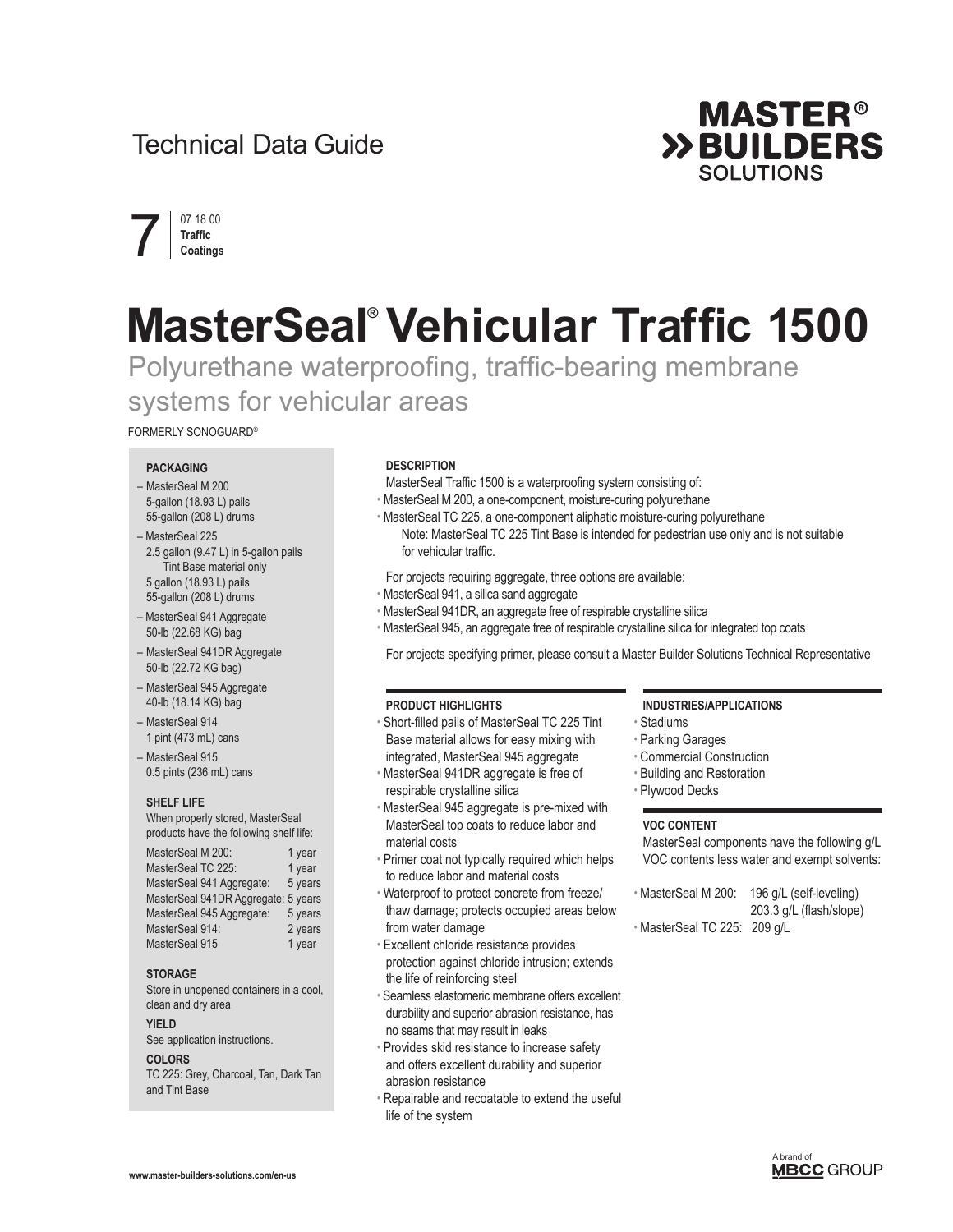Technical Data Guide

7 | 07 18 00 **Traffic Coatings**

# MasterSeal® Vehicular Traffic 1500

## Polyurethane waterproofing, traffic-bearing membrane systems for vehicular areas

FORMERLY SONOGUARD®

### PACKAGING

- MasterSeal M 200
  5-gallon (18.93 L) pails
  55-gallon (208 L) drums
- MasterSeal 225
  2.5 gallon (9.47 L) in 5-gallon pails
  Tint Base material only
  5 gallon (18.93 L) pails
  55-gallon (208 L) drums
- MasterSeal 941 Aggregate
  50-lb (22.68 KG) bag
- MasterSeal 941DR Aggregate
  50-lb (22.72 KG bag)
- MasterSeal 945 Aggregate
  40-lb (18.14 KG) bag
- MasterSeal 914
  1 pint (473 mL) cans
- MasterSeal 915
  0.5 pints (236 mL) cans

### SHELF LIFE

When properly stored, MasterSeal products have the following shelf life:

| | |
|---|---|
| MasterSeal M 200: | 1 year |
| MasterSeal TC 225: | 1 year |
| MasterSeal 941 Aggregate: | 5 years |
| MasterSeal 941DR Aggregate: | 5 years |
| MasterSeal 945 Aggregate: | 5 years |
| MasterSeal 914: | 2 years |
| MasterSeal 915 | 1 year |

### STORAGE

Store in unopened containers in a cool, clean and dry area

### YIELD

See application instructions.

### COLORS

TC 225: Grey, Charcoal, Tan, Dark Tan and Tint Base

### DESCRIPTION

MasterSeal Traffic 1500 is a waterproofing system consisting of:

- MasterSeal M 200, a one-component, moisture-curing polyurethane
- MasterSeal TC 225, a one-component aliphatic moisture-curing polyurethane
  Note: MasterSeal TC 225 Tint Base is intended for pedestrian use only and is not suitable for vehicular traffic.

For projects requiring aggregate, three options are available:

- MasterSeal 941, a silica sand aggregate
- MasterSeal 941DR, an aggregate free of respirable crystalline silica
- MasterSeal 945, an aggregate free of respirable crystalline silica for integrated top coats

For projects specifying primer, please consult a Master Builder Solutions Technical Representative

### PRODUCT HIGHLIGHTS

- Short-filled pails of MasterSeal TC 225 Tint Base material allows for easy mixing with integrated, MasterSeal 945 aggregate
- MasterSeal 941DR aggregate is free of respirable crystalline silica
- MasterSeal 945 aggregate is pre-mixed with MasterSeal top coats to reduce labor and material costs
- Primer coat not typically required which helps to reduce labor and material costs
- Waterproof to protect concrete from freeze/thaw damage; protects occupied areas below from water damage
- Excellent chloride resistance provides protection against chloride intrusion; extends the life of reinforcing steel
- Seamless elastomeric membrane offers excellent durability and superior abrasion resistance, has no seams that may result in leaks
- Provides skid resistance to increase safety and offers excellent durability and superior abrasion resistance
- Repairable and recoatable to extend the useful life of the system

### INDUSTRIES/APPLICATIONS

- Stadiums
- Parking Garages
- Commercial Construction
- Building and Restoration
- Plywood Decks

### VOC CONTENT

MasterSeal components have the following g/L VOC contents less water and exempt solvents:

- MasterSeal M 200: 196 g/L (self-leveling)
  203.3 g/L (flash/slope)
- MasterSeal TC 225: 209 g/L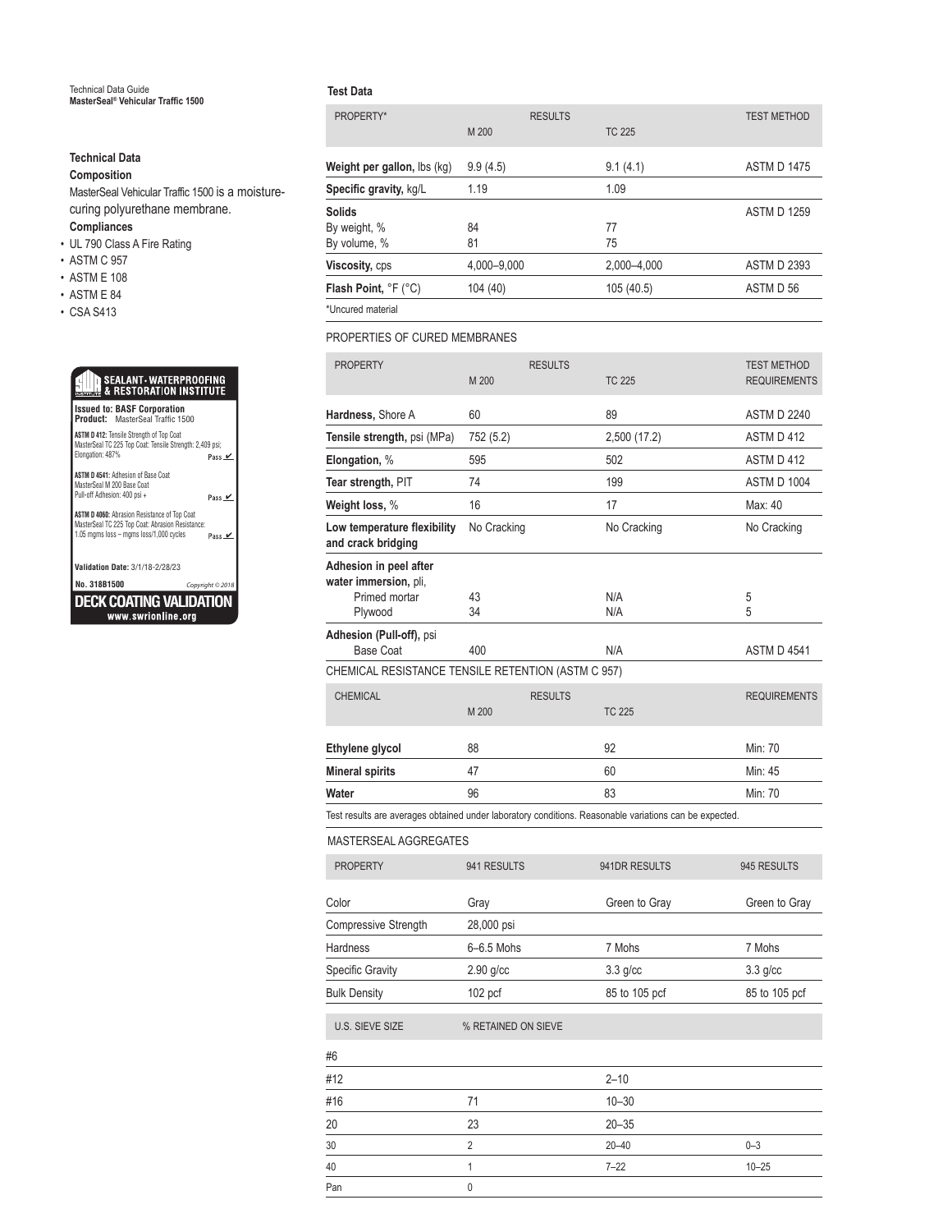## Technical Data

### Composition

MasterSeal Vehicular Traffic 1500 is a moisture-curing polyurethane membrane.

### Compliances

- UL 790 Class A Fire Rating
- ASTM C 957
- ASTM E 108
- ASTM E 84
- CSA S413

**SEALANT · WATERPROOFING & RESTORATION INSTITUTE**

**Issued to: BASF Corporation**
**Product:** MasterSeal Traffic 1500

**ASTM D 412:** Tensile Strength of Top Coat
MasterSeal TC 225 Top Coat: Tensile Strength: 2,409 psi; Elongation: 487% — Pass ✓

**ASTM D 4541:** Adhesion of Base Coat
MasterSeal M 200 Base Coat
Pull-off Adhesion: 400 psi + — Pass ✓

**ASTM D 4060:** Abrasion Resistance of Top Coat
MasterSeal TC 225 Top Coat: Abrasion Resistance: 1.05 mgms loss – mgms loss/1,000 cycles — Pass ✓

**Validation Date:** 3/1/18-2/28/23

**No. 318B1500** — *Copyright © 2018*

**DECK COATING VALIDATION**
www.swrionline.org

## Test Data

| PROPERTY* | RESULTS M 200 | TC 225 | TEST METHOD |
|---|---|---|---|
| **Weight per gallon,** lbs (kg) | 9.9 (4.5) | 9.1 (4.1) | ASTM D 1475 |
| **Specific gravity,** kg/L | 1.19 | 1.09 | |
| **Solids** | | | ASTM D 1259 |
| By weight, % | 84 | 77 | |
| By volume, % | 81 | 75 | |
| **Viscosity,** cps | 4,000–9,000 | 2,000–4,000 | ASTM D 2393 |
| **Flash Point,** °F (°C) | 104 (40) | 105 (40.5) | ASTM D 56 |

*Uncured material

PROPERTIES OF CURED MEMBRANES

| PROPERTY | RESULTS M 200 | TC 225 | TEST METHOD REQUIREMENTS |
|---|---|---|---|
| **Hardness,** Shore A | 60 | 89 | ASTM D 2240 |
| **Tensile strength,** psi (MPa) | 752 (5.2) | 2,500 (17.2) | ASTM D 412 |
| **Elongation,** % | 595 | 502 | ASTM D 412 |
| **Tear strength,** PIT | 74 | 199 | ASTM D 1004 |
| **Weight loss,** % | 16 | 17 | Max: 40 |
| **Low temperature flexibility and crack bridging** | No Cracking | No Cracking | No Cracking |
| **Adhesion in peel after water immersion,** pli, | | | |
| Primed mortar | 43 | N/A | 5 |
| Plywood | 34 | N/A | 5 |
| **Adhesion (Pull-off),** psi | | | |
| Base Coat | 400 | N/A | ASTM D 4541 |

CHEMICAL RESISTANCE TENSILE RETENTION (ASTM C 957)

| CHEMICAL | RESULTS M 200 | TC 225 | REQUIREMENTS |
|---|---|---|---|
| **Ethylene glycol** | 88 | 92 | Min: 70 |
| **Mineral spirits** | 47 | 60 | Min: 45 |
| **Water** | 96 | 83 | Min: 70 |

Test results are averages obtained under laboratory conditions. Reasonable variations can be expected.

MASTERSEAL AGGREGATES

| PROPERTY | 941 RESULTS | 941DR RESULTS | 945 RESULTS |
|---|---|---|---|
| Color | Gray | Green to Gray | Green to Gray |
| Compressive Strength | 28,000 psi | | |
| Hardness | 6–6.5 Mohs | 7 Mohs | 7 Mohs |
| Specific Gravity | 2.90 g/cc | 3.3 g/cc | 3.3 g/cc |
| Bulk Density | 102 pcf | 85 to 105 pcf | 85 to 105 pcf |

| U.S. SIEVE SIZE | % RETAINED ON SIEVE | | |
|---|---|---|---|
| #6 | | | |
| #12 | | 2–10 | |
| #16 | 71 | 10–30 | |
| 20 | 23 | 20–35 | |
| 30 | 2 | 20–40 | 0–3 |
| 40 | 1 | 7–22 | 10–25 |
| Pan | 0 | | |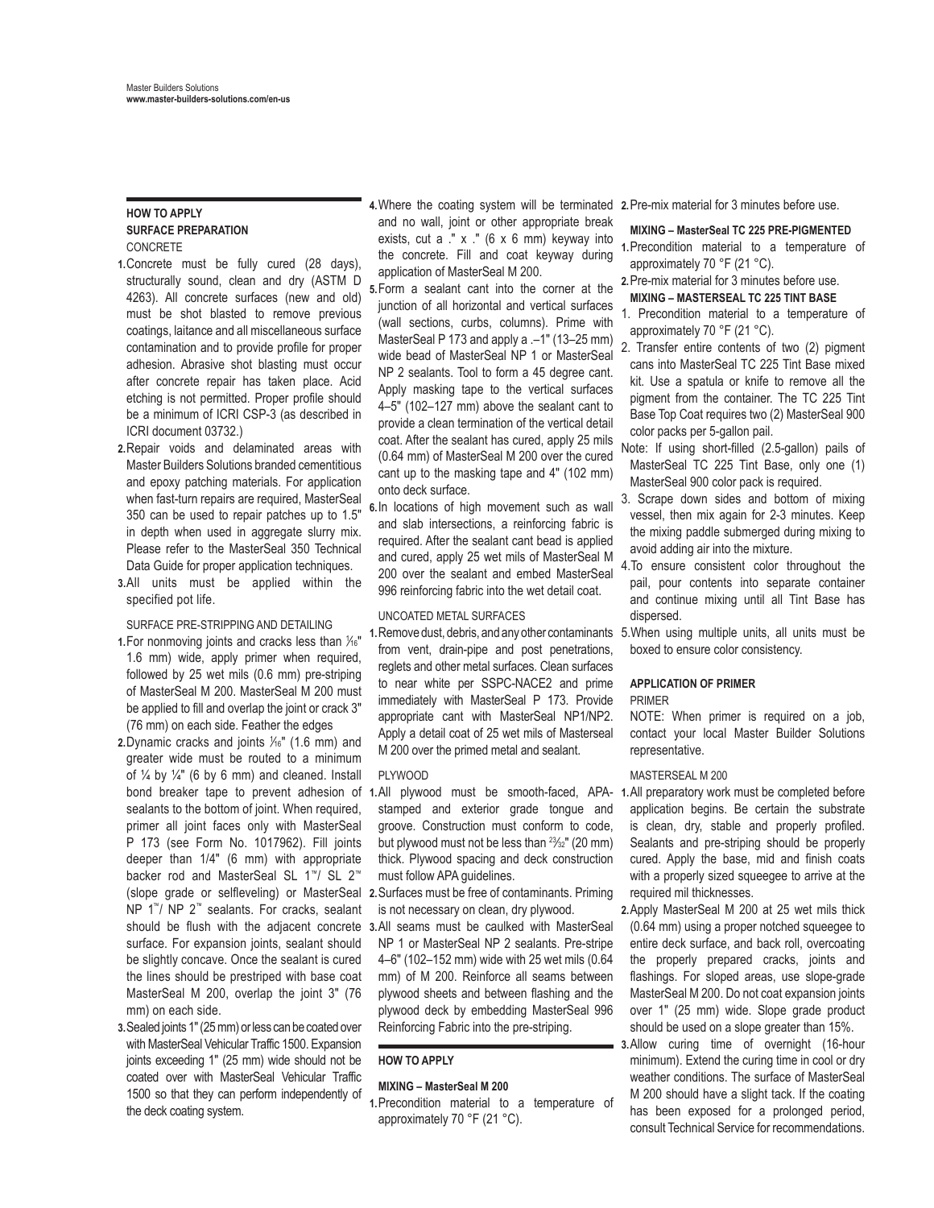## HOW TO APPLY

### SURFACE PREPARATION

CONCRETE

1. Concrete must be fully cured (28 days), structurally sound, clean and dry (ASTM D 4263). All concrete surfaces (new and old) must be shot blasted to remove previous coatings, laitance and all miscellaneous surface contamination and to provide profile for proper adhesion. Abrasive shot blasting must occur after concrete repair has taken place. Acid etching is not permitted. Proper profile should be a minimum of ICRI CSP-3 (as described in ICRI document 03732.)
2. Repair voids and delaminated areas with Master Builders Solutions branded cementitious and epoxy patching materials. For application when fast-turn repairs are required, MasterSeal 350 can be used to repair patches up to 1.5" in depth when used in aggregate slurry mix. Please refer to the MasterSeal 350 Technical Data Guide for proper application techniques.
3. All units must be applied within the specified pot life.

SURFACE PRE-STRIPPING AND DETAILING

1. For nonmoving joints and cracks less than 1⁄16" 1.6 mm) wide, apply primer when required, followed by 25 wet mils (0.6 mm) pre-striping of MasterSeal M 200. MasterSeal M 200 must be applied to fill and overlap the joint or crack 3" (76 mm) on each side. Feather the edges
2. Dynamic cracks and joints 1⁄16" (1.6 mm) and greater wide must be routed to a minimum of ¼ by ¼" (6 by 6 mm) and cleaned. Install bond breaker tape to prevent adhesion of sealants to the bottom of joint. When required, primer all joint faces only with MasterSeal P 173 (see Form No. 1017962). Fill joints deeper than 1/4" (6 mm) with appropriate backer rod and MasterSeal SL 1™/ SL 2™ (slope grade or selfleveling) or MasterSeal NP 1™/ NP 2™ sealants. For cracks, sealant should be flush with the adjacent concrete surface. For expansion joints, sealant should be slightly concave. Once the sealant is cured the lines should be prestriped with base coat MasterSeal M 200, overlap the joint 3" (76 mm) on each side.
3. Sealed joints 1" (25 mm) or less can be coated over with MasterSeal Vehicular Traffic 1500. Expansion joints exceeding 1" (25 mm) wide should not be coated over with MasterSeal Vehicular Traffic 1500 so that they can perform independently of the deck coating system.
4. Where the coating system will be terminated and no wall, joint or other appropriate break exists, cut a ." x ." (6 x 6 mm) keyway into the concrete. Fill and coat keyway during application of MasterSeal M 200.
5. Form a sealant cant into the corner at the junction of all horizontal and vertical surfaces (wall sections, curbs, columns). Prime with MasterSeal P 173 and apply a .–1" (13–25 mm) wide bead of MasterSeal NP 1 or MasterSeal NP 2 sealants. Tool to form a 45 degree cant. Apply masking tape to the vertical surfaces 4–5" (102–127 mm) above the sealant cant to provide a clean termination of the vertical detail coat. After the sealant has cured, apply 25 mils (0.64 mm) of MasterSeal M 200 over the cured cant up to the masking tape and 4" (102 mm) onto deck surface.
6. In locations of high movement such as wall and slab intersections, a reinforcing fabric is required. After the sealant cant bead is applied and cured, apply 25 wet mils of MasterSeal M 200 over the sealant and embed MasterSeal 996 reinforcing fabric into the wet detail coat.

UNCOATED METAL SURFACES

1. Remove dust, debris, and any other contaminants from vent, drain-pipe and post penetrations, reglets and other metal surfaces. Clean surfaces to near white per SSPC-NACE2 and prime immediately with MasterSeal P 173. Provide appropriate cant with MasterSeal NP1/NP2. Apply a detail coat of 25 wet mils of Masterseal M 200 over the primed metal and sealant.

PLYWOOD

1. All plywood must be smooth-faced, APA-stamped and exterior grade tongue and groove. Construction must conform to code, but plywood must not be less than 23⁄32" (20 mm) thick. Plywood spacing and deck construction must follow APA guidelines.
2. Surfaces must be free of contaminants. Priming is not necessary on clean, dry plywood.
3. All seams must be caulked with MasterSeal NP 1 or MasterSeal NP 2 sealants. Pre-stripe 4–6" (102–152 mm) wide with 25 wet mils (0.64 mm) of M 200. Reinforce all seams between plywood sheets and between flashing and the plywood deck by embedding MasterSeal 996 Reinforcing Fabric into the pre-striping.

## HOW TO APPLY

### MIXING – MasterSeal M 200

1. Precondition material to a temperature of approximately 70 °F (21 °C).
2. Pre-mix material for 3 minutes before use.

### MIXING – MasterSeal TC 225 PRE-PIGMENTED

1. Precondition material to a temperature of approximately 70 °F (21 °C).
2. Pre-mix material for 3 minutes before use.

### MIXING – MASTERSEAL TC 225 TINT BASE

1. Precondition material to a temperature of approximately 70 °F (21 °C).
2. Transfer entire contents of two (2) pigment cans into MasterSeal TC 225 Tint Base mixed kit. Use a spatula or knife to remove all the pigment from the container. The TC 225 Tint Base Top Coat requires two (2) MasterSeal 900 color packs per 5-gallon pail.

Note: If using short-filled (2.5-gallon) pails of MasterSeal TC 225 Tint Base, only one (1) MasterSeal 900 color pack is required.

3. Scrape down sides and bottom of mixing vessel, then mix again for 2-3 minutes. Keep the mixing paddle submerged during mixing to avoid adding air into the mixture.
4. To ensure consistent color throughout the pail, pour contents into separate container and continue mixing until all Tint Base has dispersed.
5. When using multiple units, all units must be boxed to ensure color consistency.

### APPLICATION OF PRIMER

PRIMER

NOTE: When primer is required on a job, contact your local Master Builder Solutions representative.

MASTERSEAL M 200

1. All preparatory work must be completed before application begins. Be certain the substrate is clean, dry, stable and properly profiled. Sealants and pre-striping should be properly cured. Apply the base, mid and finish coats with a properly sized squeegee to arrive at the required mil thicknesses.
2. Apply MasterSeal M 200 at 25 wet mils thick (0.64 mm) using a proper notched squeegee to entire deck surface, and back roll, overcoating the properly prepared cracks, joints and flashings. For sloped areas, use slope-grade MasterSeal M 200. Do not coat expansion joints over 1" (25 mm) wide. Slope grade product should be used on a slope greater than 15%.
3. Allow curing time of overnight (16-hour minimum). Extend the curing time in cool or dry weather conditions. The surface of MasterSeal M 200 should have a slight tack. If the coating has been exposed for a prolonged period, consult Technical Service for recommendations.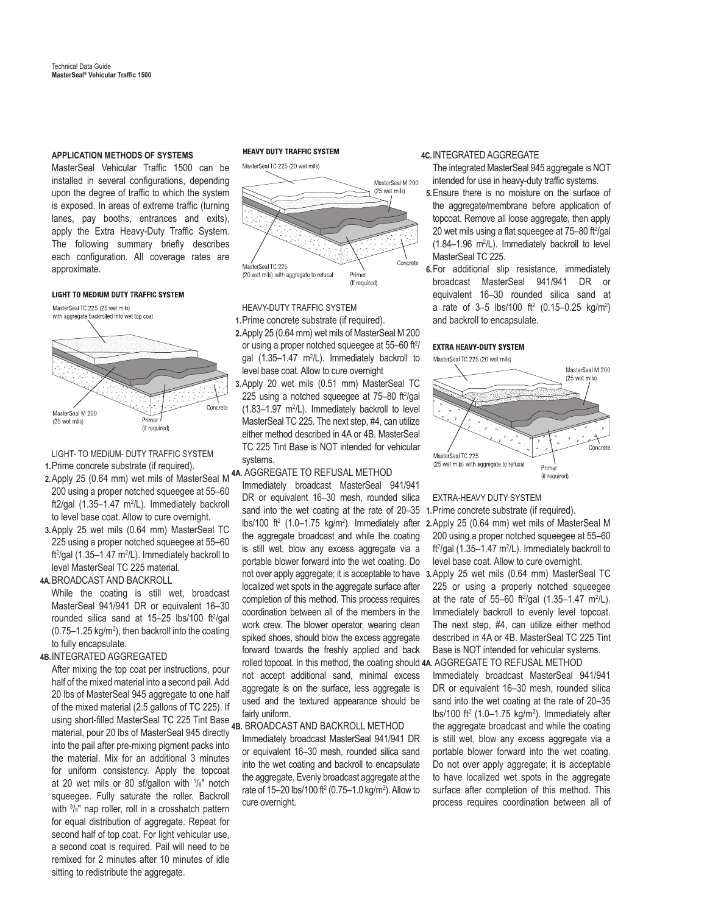### APPLICATION METHODS OF SYSTEMS

MasterSeal Vehicular Traffic 1500 can be installed in several configurations, depending upon the degree of traffic to which the system is exposed. In areas of extreme traffic (turning lanes, pay booths, entrances and exits), apply the Extra Heavy-Duty Traffic System. The following summary briefly describes each configuration. All coverage rates are approximate.

#### LIGHT TO MEDIUM DUTY TRAFFIC SYSTEM

MasterSeal TC 225 (25 wet mils) with aggregate backrolled into wet top coat

MasterSeal M 200 (25 wet mils)

Concrete

Primer (if required)

LIGHT- TO MEDIUM- DUTY TRAFFIC SYSTEM

1. Prime concrete substrate (if required).
2. Apply 25 (0.64 mm) wet mils of MasterSeal M 200 using a proper notched squeegee at 55–60 ft2/gal (1.35–1.47 m$^2$/L). Immediately backroll to level base coat. Allow to cure overnight.
3. Apply 25 wet mils (0.64 mm) MasterSeal TC 225 using a proper notched squeegee at 55–60 ft$^2$/gal (1.35–1.47 m$^2$/L). Immediately backroll to level MasterSeal TC 225 material.

**4A.** BROADCAST AND BACKROLL

While the coating is still wet, broadcast MasterSeal 941/941 DR or equivalent 16–30 rounded silica sand at 15–25 lbs/100 ft$^2$/gal (0.75–1.25 kg/m$^2$), then backroll into the coating to fully encapsulate.

**4B.** INTEGRATED AGGREGATED

After mixing the top coat per instructions, pour half of the mixed material into a second pail. Add 20 lbs of MasterSeal 945 aggregate to one half of the mixed material (2.5 gallons of TC 225). If using short-filled MasterSeal TC 225 Tint Base material, pour 20 lbs of MasterSeal 945 directly into the pail after pre-mixing pigment packs into the material. Mix for an additional 3 minutes for uniform consistency. Apply the topcoat at 20 wet mils or 80 sf/gallon with 1/8" notch squeegee. Fully saturate the roller. Backroll with 3/8" nap roller, roll in a crosshatch pattern for equal distribution of aggregate. Repeat for second half of top coat. For light vehicular use, a second coat is required. Pail will need to be remixed for 2 minutes after 10 minutes of idle sitting to redistribute the aggregate.

#### HEAVY DUTY TRAFFIC SYSTEM

MasterSeal TC 225 (20 wet mils)

MasterSeal M 200 (25 wet mils)

Concrete

MasterSeal TC 225 (20 wet mils) with aggregate to refusal

Primer (if required)

HEAVY-DUTY TRAFFIC SYSTEM

1. Prime concrete substrate (if required).
2. Apply 25 (0.64 mm) wet mils of MasterSeal M 200 or using a proper notched squeegee at 55–60 ft$^2$/gal (1.35–1.47 m$^2$/L). Immediately backroll to level base coat. Allow to cure overnight
3. Apply 20 wet mils (0.51 mm) MasterSeal TC 225 using a notched squeegee at 75–80 ft$^2$/gal (1.83–1.97 m$^2$/L). Immediately backroll to level MasterSeal TC 225. The next step, #4, can utilize either method described in 4A or 4B. MasterSeal TC 225 Tint Base is NOT intended for vehicular systems.

**4A.** AGGREGATE TO REFUSAL METHOD

Immediately broadcast MasterSeal 941/941 DR or equivalent 16–30 mesh, rounded silica sand into the wet coating at the rate of 20–35 lbs/100 ft$^2$ (1.0–1.75 kg/m$^2$). Immediately after the aggregate broadcast and while the coating is still wet, blow any excess aggregate via a portable blower forward into the wet coating. Do not over apply aggregate; it is acceptable to have localized wet spots in the aggregate surface after completion of this method. This process requires coordination between all of the members in the work crew. The blower operator, wearing clean spiked shoes, should blow the excess aggregate forward towards the freshly applied and back rolled topcoat. In this method, the coating should not accept additional sand, minimal excess aggregate is on the surface, less aggregate is used and the textured appearance should be fairly uniform.

**4B.** BROADCAST AND BACKROLL METHOD

Immediately broadcast MasterSeal 941/941 DR or equivalent 16–30 mesh, rounded silica sand into the wet coating and backroll to encapsulate the aggregate. Evenly broadcast aggregate at the rate of 15–20 lbs/100 ft$^2$ (0.75–1.0 kg/m$^2$). Allow to cure overnight.

**4C.** INTEGRATED AGGREGATE

The integrated MasterSeal 945 aggregate is NOT intended for use in heavy-duty traffic systems.

5. Ensure there is no moisture on the surface of the aggregate/membrane before application of topcoat. Remove all loose aggregate, then apply 20 wet mils using a flat squeegee at 75–80 ft$^2$/gal (1.84–1.96 m$^2$/L). Immediately backroll to level MasterSeal TC 225.
6. For additional slip resistance, immediately broadcast MasterSeal 941/941 DR or equivalent 16–30 rounded silica sand at a rate of 3–5 lbs/100 ft$^2$ (0.15–0.25 kg/m$^2$) and backroll to encapsulate.

#### EXTRA HEAVY-DUTY SYSTEM

MasterSeal TC 225 (20 wet mils)

MasterSeal M 200 (25 wet mils)

Concrete

MasterSeal TC 225 (25 wet mils) with aggregate to refusal

Primer (if required)

EXTRA-HEAVY DUTY SYSTEM

1. Prime concrete substrate (if required).
2. Apply 25 (0.64 mm) wet mils of MasterSeal M 200 using a proper notched squeegee at 55–60 ft$^2$/gal (1.35–1.47 m$^2$/L). Immediately backroll to level base coat. Allow to cure overnight.
3. Apply 25 wet mils (0.64 mm) MasterSeal TC 225 or using a properly notched squeegee at the rate of 55–60 ft$^2$/gal (1.35–1.47 m$^2$/L). Immediately backroll to evenly level topcoat. The next step, #4, can utilize either method described in 4A or 4B. MasterSeal TC 225 Tint Base is NOT intended for vehicular systems.

**4A.** AGGREGATE TO REFUSAL METHOD

Immediately broadcast MasterSeal 941/941 DR or equivalent 16–30 mesh, rounded silica sand into the wet coating at the rate of 20–35 lbs/100 ft$^2$ (1.0–1.75 kg/m$^2$). Immediately after the aggregate broadcast and while the coating is still wet, blow any excess aggregate via a portable blower forward into the wet coating. Do not over apply aggregate; it is acceptable to have localized wet spots in the aggregate surface after completion of this method. This process requires coordination between all of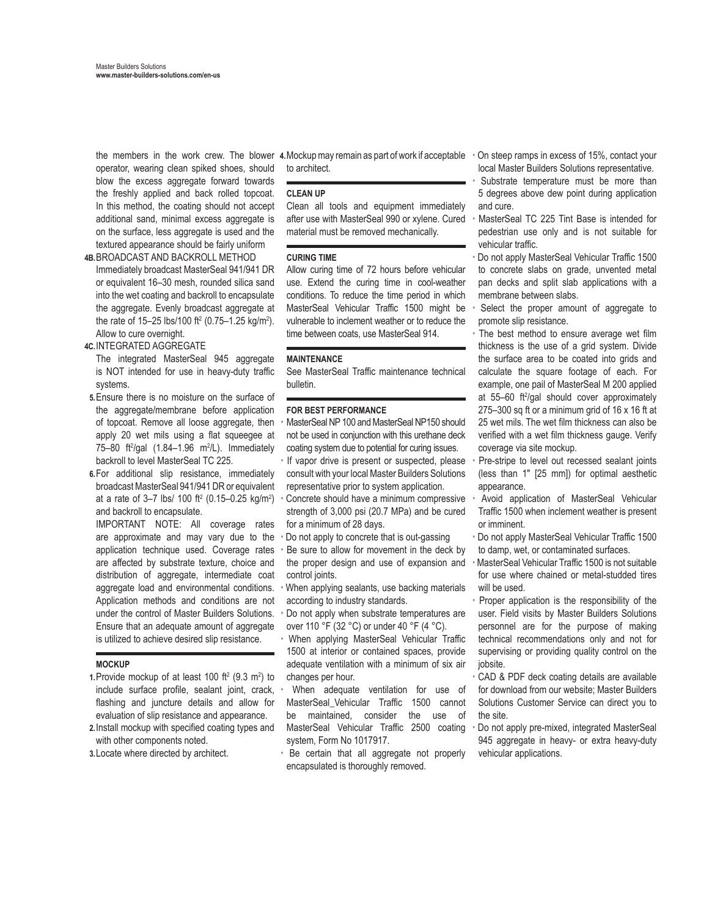the members in the work crew. The blower operator, wearing clean spiked shoes, should blow the excess aggregate forward towards the freshly applied and back rolled topcoat. In this method, the coating should not accept additional sand, minimal excess aggregate is on the surface, less aggregate is used and the textured appearance should be fairly uniform

**4B.** BROADCAST AND BACKROLL METHOD
Immediately broadcast MasterSeal 941/941 DR or equivalent 16–30 mesh, rounded silica sand into the wet coating and backroll to encapsulate the aggregate. Evenly broadcast aggregate at the rate of 15–25 lbs/100 ft$^2$ (0.75–1.25 kg/m$^2$). Allow to cure overnight.

**4C.** INTEGRATED AGGREGATE
The integrated MasterSeal 945 aggregate is NOT intended for use in heavy-duty traffic systems.

**5.** Ensure there is no moisture on the surface of the aggregate/membrane before application of topcoat. Remove all loose aggregate, then apply 20 wet mils using a flat squeegee at 75–80 ft$^2$/gal (1.84–1.96 m$^2$/L). Immediately backroll to level MasterSeal TC 225.

**6.** For additional slip resistance, immediately broadcast MasterSeal 941/941 DR or equivalent at a rate of 3–7 lbs/ 100 ft$^2$ (0.15–0.25 kg/m$^2$) and backroll to encapsulate.

IMPORTANT NOTE: All coverage rates are approximate and may vary due to the application technique used. Coverage rates are affected by substrate texture, choice and distribution of aggregate, intermediate coat aggregate load and environmental conditions. Application methods and conditions are not under the control of Master Builders Solutions. Ensure that an adequate amount of aggregate is utilized to achieve desired slip resistance.

#### MOCKUP

1. Provide mockup of at least 100 ft$^2$ (9.3 m$^2$) to include surface profile, sealant joint, crack, flashing and juncture details and allow for evaluation of slip resistance and appearance.
2. Install mockup with specified coating types and with other components noted.
3. Locate where directed by architect.
4. Mockup may remain as part of work if acceptable to architect.

#### CLEAN UP

Clean all tools and equipment immediately after use with MasterSeal 990 or xylene. Cured material must be removed mechanically.

#### CURING TIME

Allow curing time of 72 hours before vehicular use. Extend the curing time in cool-weather conditions. To reduce the time period in which MasterSeal Vehicular Traffic 1500 might be vulnerable to inclement weather or to reduce the time between coats, use MasterSeal 914.

#### MAINTENANCE

See MasterSeal Traffic maintenance technical bulletin.

#### FOR BEST PERFORMANCE

- MasterSeal NP 100 and MasterSeal NP150 should not be used in conjunction with this urethane deck coating system due to potential for curing issues.
- If vapor drive is present or suspected, please consult with your local Master Builders Solutions representative prior to system application.
- Concrete should have a minimum compressive strength of 3,000 psi (20.7 MPa) and be cured for a minimum of 28 days.
- Do not apply to concrete that is out-gassing
- Be sure to allow for movement in the deck by the proper design and use of expansion and control joints.
- When applying sealants, use backing materials according to industry standards.
- Do not apply when substrate temperatures are over 110 °F (32 °C) or under 40 °F (4 °C).
- When applying MasterSeal Vehicular Traffic 1500 at interior or contained spaces, provide adequate ventilation with a minimum of six air changes per hour.
- When adequate ventilation for use of MasterSeal_Vehicular Traffic 1500 cannot be maintained, consider the use of MasterSeal Vehicular Traffic 2500 coating system, Form No 1017917.
- Be certain that all aggregate not properly encapsulated is thoroughly removed.
- On steep ramps in excess of 15%, contact your local Master Builders Solutions representative.
- Substrate temperature must be more than 5 degrees above dew point during application and cure.
- MasterSeal TC 225 Tint Base is intended for pedestrian use only and is not suitable for vehicular traffic.
- Do not apply MasterSeal Vehicular Traffic 1500 to concrete slabs on grade, unvented metal pan decks and split slab applications with a membrane between slabs.
- Select the proper amount of aggregate to promote slip resistance.
- The best method to ensure average wet film thickness is the use of a grid system. Divide the surface area to be coated into grids and calculate the square footage of each. For example, one pail of MasterSeal M 200 applied at 55–60 ft$^2$/gal should cover approximately 275–300 sq ft or a minimum grid of 16 x 16 ft at 25 wet mils. The wet film thickness can also be verified with a wet film thickness gauge. Verify coverage via site mockup.
- Pre-stripe to level out recessed sealant joints (less than 1" [25 mm]) for optimal aesthetic appearance.
- Avoid application of MasterSeal Vehicular Traffic 1500 when inclement weather is present or imminent.
- Do not apply MasterSeal Vehicular Traffic 1500 to damp, wet, or contaminated surfaces.
- MasterSeal Vehicular Traffic 1500 is not suitable for use where chained or metal-studded tires will be used.
- Proper application is the responsibility of the user. Field visits by Master Builders Solutions personnel are for the purpose of making technical recommendations only and not for supervising or providing quality control on the jobsite.
- CAD & PDF deck coating details are available for download from our website; Master Builders Solutions Customer Service can direct you to the site.
- Do not apply pre-mixed, integrated MasterSeal 945 aggregate in heavy- or extra heavy-duty vehicular applications.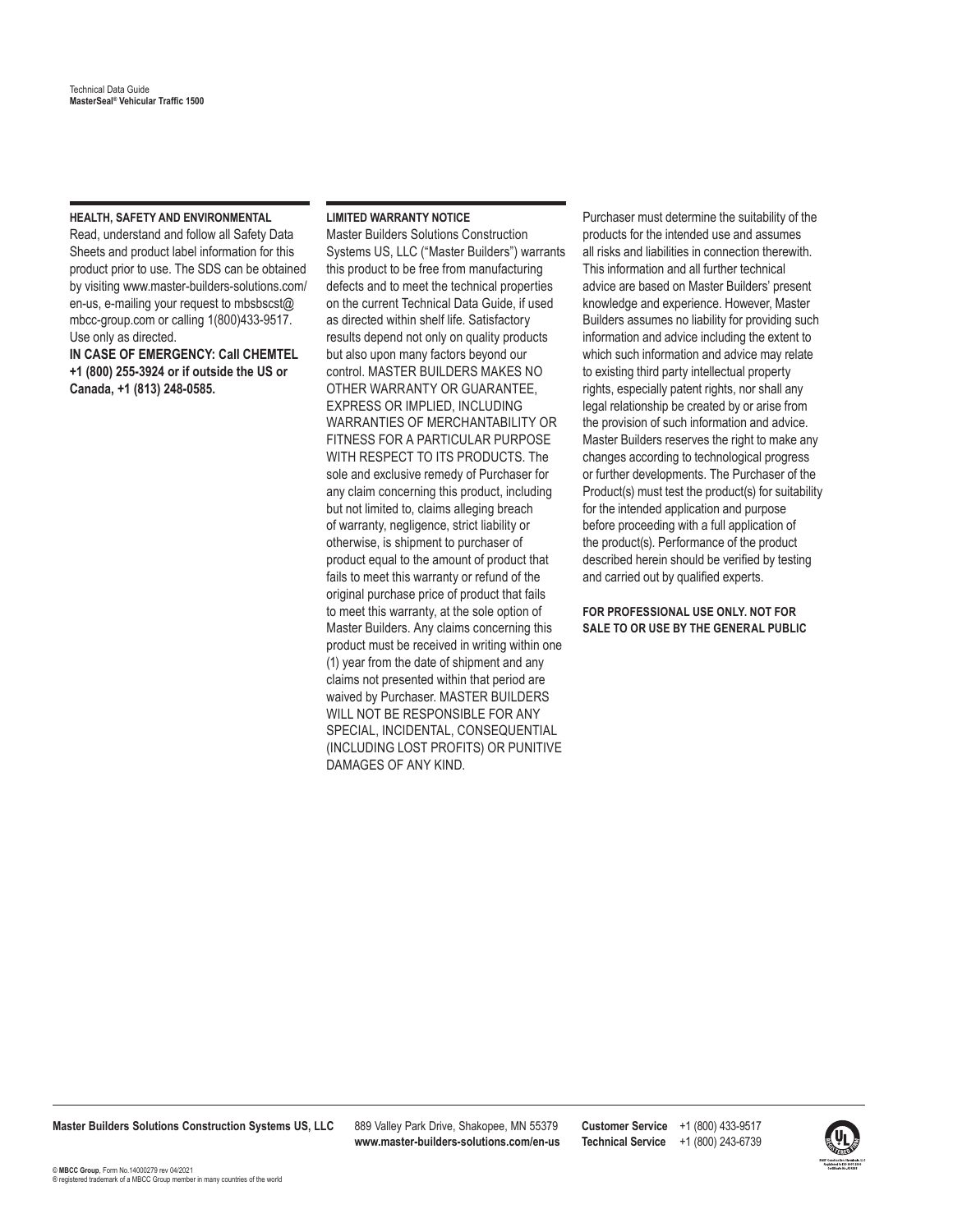## HEALTH, SAFETY AND ENVIRONMENTAL

Read, understand and follow all Safety Data Sheets and product label information for this product prior to use. The SDS can be obtained by visiting www.master-builders-solutions.com/en-us, e-mailing your request to mbsbscst@mbcc-group.com or calling 1(800)433-9517. Use only as directed.

**IN CASE OF EMERGENCY: Call CHEMTEL +1 (800) 255-3924 or if outside the US or Canada, +1 (813) 248-0585.**

## LIMITED WARRANTY NOTICE

Master Builders Solutions Construction Systems US, LLC ("Master Builders") warrants this product to be free from manufacturing defects and to meet the technical properties on the current Technical Data Guide, if used as directed within shelf life. Satisfactory results depend not only on quality products but also upon many factors beyond our control. MASTER BUILDERS MAKES NO OTHER WARRANTY OR GUARANTEE, EXPRESS OR IMPLIED, INCLUDING WARRANTIES OF MERCHANTABILITY OR FITNESS FOR A PARTICULAR PURPOSE WITH RESPECT TO ITS PRODUCTS. The sole and exclusive remedy of Purchaser for any claim concerning this product, including but not limited to, claims alleging breach of warranty, negligence, strict liability or otherwise, is shipment to purchaser of product equal to the amount of product that fails to meet this warranty or refund of the original purchase price of product that fails to meet this warranty, at the sole option of Master Builders. Any claims concerning this product must be received in writing within one (1) year from the date of shipment and any claims not presented within that period are waived by Purchaser. MASTER BUILDERS WILL NOT BE RESPONSIBLE FOR ANY SPECIAL, INCIDENTAL, CONSEQUENTIAL (INCLUDING LOST PROFITS) OR PUNITIVE DAMAGES OF ANY KIND.

Purchaser must determine the suitability of the products for the intended use and assumes all risks and liabilities in connection therewith. This information and all further technical advice are based on Master Builders' present knowledge and experience. However, Master Builders assumes no liability for providing such information and advice including the extent to which such information and advice may relate to existing third party intellectual property rights, especially patent rights, nor shall any legal relationship be created by or arise from the provision of such information and advice. Master Builders reserves the right to make any changes according to technological progress or further developments. The Purchaser of the Product(s) must test the product(s) for suitability for the intended application and purpose before proceeding with a full application of the product(s). Performance of the product described herein should be verified by testing and carried out by qualified experts.

**FOR PROFESSIONAL USE ONLY. NOT FOR SALE TO OR USE BY THE GENERAL PUBLIC**

**Master Builders Solutions Construction Systems US, LLC** 889 Valley Park Drive, Shakopee, MN 55379 **www.master-builders-solutions.com/en-us**

**Customer Service** +1 (800) 433-9517
**Technical Service** +1 (800) 243-6739

© **MBCC Group**, Form No.14000279 rev 04/2021
® registered trademark of a MBCC Group member in many countries of the world